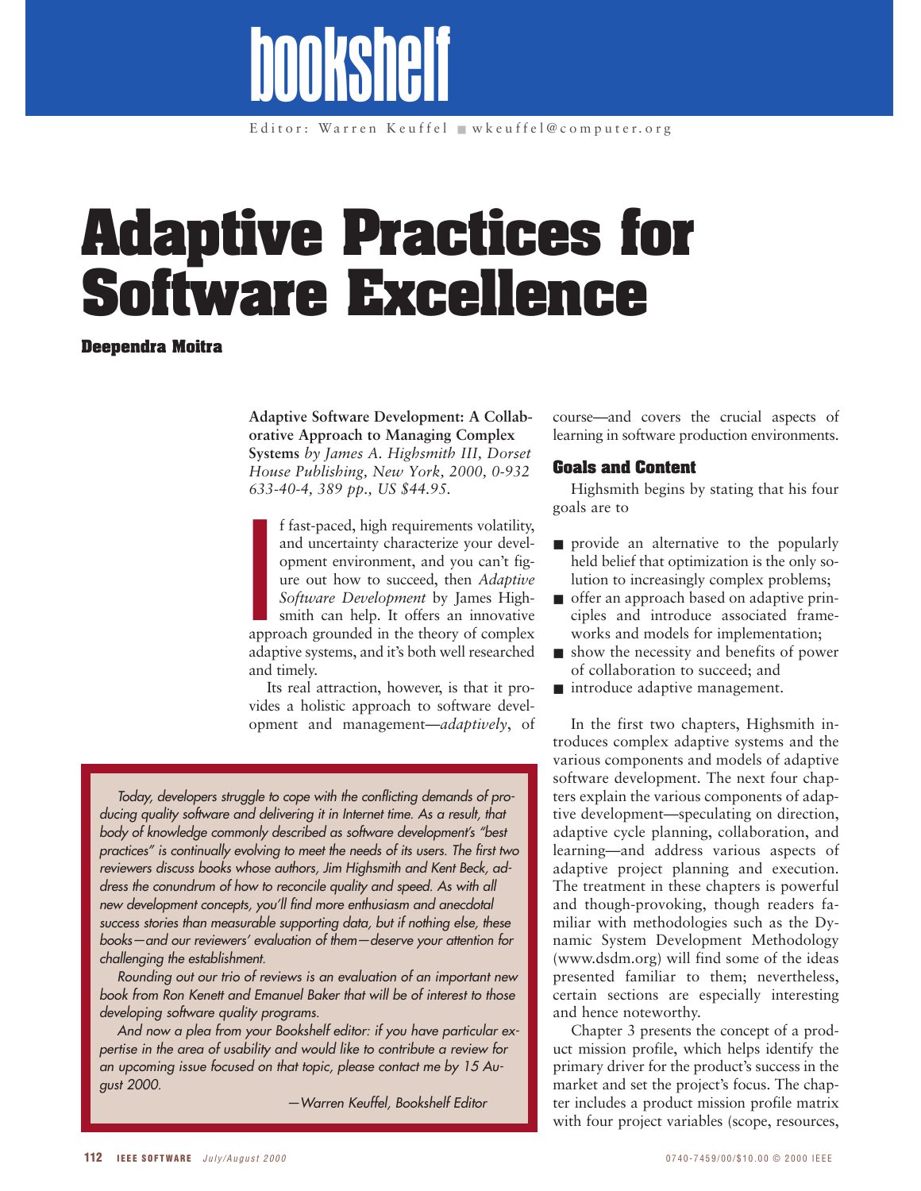# bookshelf

Editor: Warren Keuffel ■ wkeuffel@computer.org

# Adaptive Practices for Software Excellence

**Deependra Moitra**

**Adaptive Software Development: A Collaborative Approach to Managing Complex Systems** *by James A. Highsmith III, Dorset House Publishing, New York, 2000, 0-932 633-40-4, 389 pp., US $44.95.*

If fast-paced, high requirements volatility, and uncertainty characterize your development environment, and you can't figure out how to succeed, then *Adaptive Software Development* by James Highsmith can help. It offers an innovative approach grounded in the theory of complex adaptive systems, and it's both well researched and timely.

Its real attraction, however, is that it provides a holistic approach to software development and management—*adaptively*, of course—and covers the crucial aspects of learning in software production environments.

*Today, developers struggle to cope with the conflicting demands of producing quality software and delivering it in Internet time. As a result, that body of knowledge commonly described as software development's "best practices" is continually evolving to meet the needs of its users. The first two reviewers discuss books whose authors, Jim Highsmith and Kent Beck, address the conundrum of how to reconcile quality and speed. As with all new development concepts, you'll find more enthusiasm and anecdotal success stories than measurable supporting data, but if nothing else, these books—and our reviewers' evaluation of them—deserve your attention for challenging the establishment.*

*Rounding out our trio of reviews is an evaluation of an important new book from Ron Kenett and Emanuel Baker that will be of interest to those developing software quality programs.*

*And now a plea from your Bookshelf editor: if you have particular expertise in the area of usability and would like to contribute a review for an upcoming issue focused on that topic, please contact me by 15 August 2000.*

*—Warren Keuffel, Bookshelf Editor*

## Goals and Content

Highsmith begins by stating that his four goals are to

- provide an alternative to the popularly held belief that optimization is the only solution to increasingly complex problems;
- offer an approach based on adaptive principles and introduce associated frameworks and models for implementation;
- show the necessity and benefits of power of collaboration to succeed; and
- introduce adaptive management.

In the first two chapters, Highsmith introduces complex adaptive systems and the various components and models of adaptive software development. The next four chapters explain the various components of adaptive development—speculating on direction, adaptive cycle planning, collaboration, and learning—and address various aspects of adaptive project planning and execution. The treatment in these chapters is powerful and though-provoking, though readers familiar with methodologies such as the Dynamic System Development Methodology (www.dsdm.org) will find some of the ideas presented familiar to them; nevertheless, certain sections are especially interesting and hence noteworthy.

Chapter 3 presents the concept of a product mission profile, which helps identify the primary driver for the product's success in the market and set the project's focus. The chapter includes a product mission profile matrix with four project variables (scope, resources,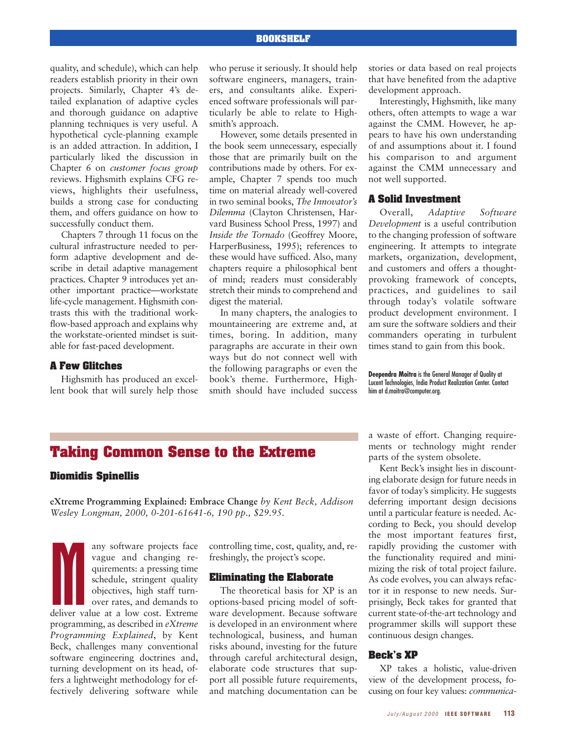quality, and schedule), which can help readers establish priority in their own projects. Similarly, Chapter 4's detailed explanation of adaptive cycles and thorough guidance on adaptive planning techniques is very useful. A hypothetical cycle-planning example is an added attraction. In addition, I particularly liked the discussion in Chapter 6 on *customer focus group* reviews. Highsmith explains CFG reviews, highlights their usefulness, builds a strong case for conducting them, and offers guidance on how to successfully conduct them.

Chapters 7 through 11 focus on the cultural infrastructure needed to perform adaptive development and describe in detail adaptive management practices. Chapter 9 introduces yet another important practice—workstate life-cycle management. Highsmith contrasts this with the traditional workflow-based approach and explains why the workstate-oriented mindset is suitable for fast-paced development.

### A Few Glitches

Highsmith has produced an excellent book that will surely help those who peruse it seriously. It should help software engineers, managers, trainers, and consultants alike. Experienced software professionals will particularly be able to relate to Highsmith's approach.

However, some details presented in the book seem unnecessary, especially those that are primarily built on the contributions made by others. For example, Chapter 7 spends too much time on material already well-covered in two seminal books, *The Innovator's Dilemma* (Clayton Christensen, Harvard Business School Press, 1997) and *Inside the Tornado* (Geoffrey Moore, HarperBusiness, 1995); references to these would have sufficed. Also, many chapters require a philosophical bent of mind; readers must considerably stretch their minds to comprehend and digest the material.

In many chapters, the analogies to mountaineering are extreme and, at times, boring. In addition, many paragraphs are accurate in their own ways but do not connect well with the following paragraphs or even the book's theme. Furthermore, Highsmith should have included success stories or data based on real projects that have benefited from the adaptive development approach.

Interestingly, Highsmith, like many others, often attempts to wage a war against the CMM. However, he appears to have his own understanding of and assumptions about it. I found his comparison to and argument against the CMM unnecessary and not well supported.

### A Solid Investment

Overall, *Adaptive Software Development* is a useful contribution to the changing profession of software engineering. It attempts to integrate markets, organization, development, and customers and offers a thought-provoking framework of concepts, practices, and guidelines to sail through today's volatile software product development environment. I am sure the software soldiers and their commanders operating in turbulent times stand to gain from this book.

**Deependra Moitra** is the General Manager of Quality at Lucent Technologies, India Product Realization Center. Contact him at d.moitra@computer.org.

## Taking Common Sense to the Extreme

### Diomidis Spinellis

**eXtreme Programming Explained: Embrace Change** *by Kent Beck, Addison Wesley Longman, 2000, 0-201-61641-6, 190 pp., $29.95.*

Many software projects face vague and changing requirements: a pressing time schedule, stringent quality objectives, high staff turnover rates, and demands to deliver value at a low cost. Extreme programming, as described in *eXtreme Programming Explained*, by Kent Beck, challenges many conventional software engineering doctrines and, turning development on its head, offers a lightweight methodology for effectively delivering software while controlling time, cost, quality, and, refreshingly, the project's scope.

### Eliminating the Elaborate

The theoretical basis for XP is an options-based pricing model of software development. Because software is developed in an environment where technological, business, and human risks abound, investing for the future through careful architectural design, elaborate code structures that support all possible future requirements, and matching documentation can be a waste of effort. Changing requirements or technology might render parts of the system obsolete.

Kent Beck's insight lies in discounting elaborate design for future needs in favor of today's simplicity. He suggests deferring important design decisions until a particular feature is needed. According to Beck, you should develop the most important features first, rapidly providing the customer with the functionality required and minimizing the risk of total project failure. As code evolves, you can always refactor it in response to new needs. Surprisingly, Beck takes for granted that current state-of-the-art technology and programmer skills will support these continuous design changes.

### Beck's XP

XP takes a holistic, value-driven view of the development process, focusing on four key values: *communica-*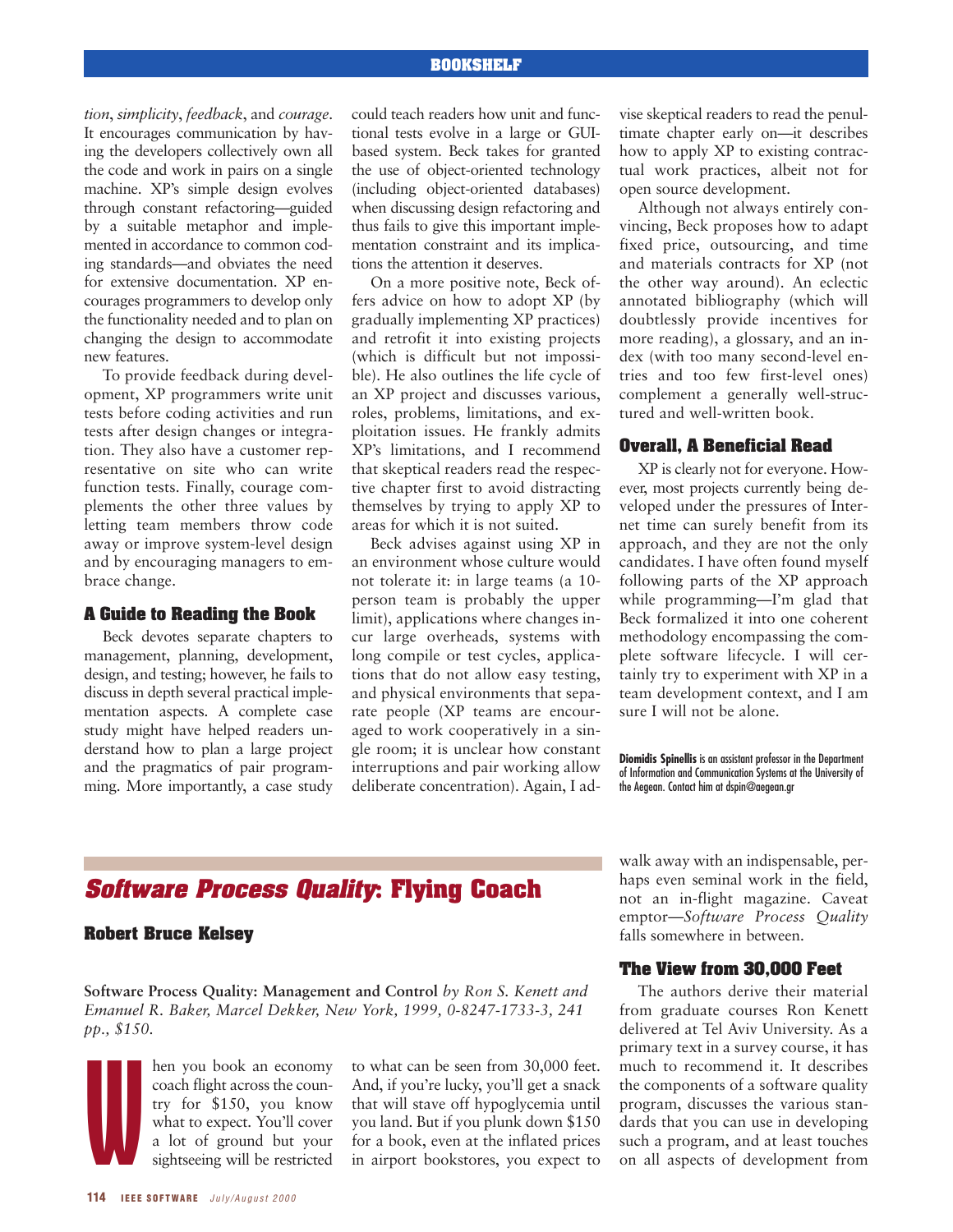*tion*, *simplicity*, *feedback*, and *courage*. It encourages communication by having the developers collectively own all the code and work in pairs on a single machine. XP's simple design evolves through constant refactoring—guided by a suitable metaphor and implemented in accordance to common coding standards—and obviates the need for extensive documentation. XP encourages programmers to develop only the functionality needed and to plan on changing the design to accommodate new features.

To provide feedback during development, XP programmers write unit tests before coding activities and run tests after design changes or integration. They also have a customer representative on site who can write function tests. Finally, courage complements the other three values by letting team members throw code away or improve system-level design and by encouraging managers to embrace change.

### A Guide to Reading the Book

Beck devotes separate chapters to management, planning, development, design, and testing; however, he fails to discuss in depth several practical implementation aspects. A complete case study might have helped readers understand how to plan a large project and the pragmatics of pair programming. More importantly, a case study could teach readers how unit and functional tests evolve in a large or GUI-based system. Beck takes for granted the use of object-oriented technology (including object-oriented databases) when discussing design refactoring and thus fails to give this important implementation constraint and its implications the attention it deserves.

On a more positive note, Beck offers advice on how to adopt XP (by gradually implementing XP practices) and retrofit it into existing projects (which is difficult but not impossible). He also outlines the life cycle of an XP project and discusses various, roles, problems, limitations, and exploitation issues. He frankly admits XP's limitations, and I recommend that skeptical readers read the respective chapter first to avoid distracting themselves by trying to apply XP to areas for which it is not suited.

Beck advises against using XP in an environment whose culture would not tolerate it: in large teams (a 10-person team is probably the upper limit), applications where changes incur large overheads, systems with long compile or test cycles, applications that do not allow easy testing, and physical environments that separate people (XP teams are encouraged to work cooperatively in a single room; it is unclear how constant interruptions and pair working allow deliberate concentration). Again, I advise skeptical readers to read the penultimate chapter early on—it describes how to apply XP to existing contractual work practices, albeit not for open source development.

Although not always entirely convincing, Beck proposes how to adapt fixed price, outsourcing, and time and materials contracts for XP (not the other way around). An eclectic annotated bibliography (which will doubtlessly provide incentives for more reading), a glossary, and an index (with too many second-level entries and too few first-level ones) complement a generally well-structured and well-written book.

### Overall, A Beneficial Read

XP is clearly not for everyone. However, most projects currently being developed under the pressures of Internet time can surely benefit from its approach, and they are not the only candidates. I have often found myself following parts of the XP approach while programming—I'm glad that Beck formalized it into one coherent methodology encompassing the complete software lifecycle. I will certainly try to experiment with XP in a team development context, and I am sure I will not be alone.

**Diomidis Spinellis** is an assistant professor in the Department of Information and Communication Systems at the University of the Aegean. Contact him at dspin@aegean.gr

## *Software Process Quality*: Flying Coach

### Robert Bruce Kelsey

**Software Process Quality: Management and Control** *by Ron S. Kenett and Emanuel R. Baker, Marcel Dekker, New York, 1999, 0-8247-1733-3, 241 pp., $150.*

When you book an economy coach flight across the country for $150, you know what to expect. You'll cover a lot of ground but your sightseeing will be restricted to what can be seen from 30,000 feet. And, if you're lucky, you'll get a snack that will stave off hypoglycemia until you land. But if you plunk down $150 for a book, even at the inflated prices in airport bookstores, you expect to walk away with an indispensable, perhaps even seminal work in the field, not an in-flight magazine. Caveat emptor—*Software Process Quality* falls somewhere in between.

### The View from 30,000 Feet

The authors derive their material from graduate courses Ron Kenett delivered at Tel Aviv University. As a primary text in a survey course, it has much to recommend it. It describes the components of a software quality program, discusses the various standards that you can use in developing such a program, and at least touches on all aspects of development from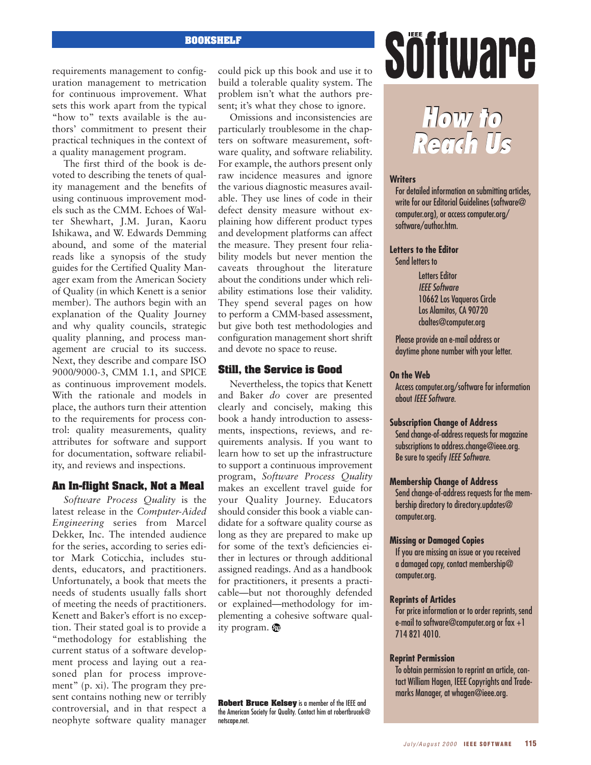requirements management to configuration management to metrication for continuous improvement. What sets this work apart from the typical "how to" texts available is the authors' commitment to present their practical techniques in the context of a quality management program.

The first third of the book is devoted to describing the tenets of quality management and the benefits of using continuous improvement models such as the CMM. Echoes of Walter Shewhart, J.M. Juran, Kaoru Ishikawa, and W. Edwards Demming abound, and some of the material reads like a synopsis of the study guides for the Certified Quality Manager exam from the American Society of Quality (in which Kenett is a senior member). The authors begin with an explanation of the Quality Journey and why quality councils, strategic quality planning, and process management are crucial to its success. Next, they describe and compare ISO 9000/9000-3, CMM 1.1, and SPICE as continuous improvement models. With the rationale and models in place, the authors turn their attention to the requirements for process control: quality measurements, quality attributes for software and support for documentation, software reliability, and reviews and inspections.

### An In-flight Snack, Not a Meal

*Software Process Quality* is the latest release in the *Computer-Aided Engineering* series from Marcel Dekker, Inc. The intended audience for the series, according to series editor Mark Coticchia, includes students, educators, and practitioners. Unfortunately, a book that meets the needs of students usually falls short of meeting the needs of practitioners. Kenett and Baker's effort is no exception. Their stated goal is to provide a "methodology for establishing the current status of a software development process and laying out a reasoned plan for process improvement" (p. xi). The program they present contains nothing new or terribly controversial, and in that respect a neophyte software quality manager could pick up this book and use it to build a tolerable quality system. The problem isn't what the authors present; it's what they chose to ignore.

Omissions and inconsistencies are particularly troublesome in the chapters on software measurement, software quality, and software reliability. For example, the authors present only raw incidence measures and ignore the various diagnostic measures available. They use lines of code in their defect density measure without explaining how different product types and development platforms can affect the measure. They present four reliability models but never mention the caveats throughout the literature about the conditions under which reliability estimations lose their validity. They spend several pages on how to perform a CMM-based assessment, but give both test methodologies and configuration management short shrift and devote no space to reuse.

### Still, the Service is Good

Nevertheless, the topics that Kenett and Baker *do* cover are presented clearly and concisely, making this book a handy introduction to assessments, inspections, reviews, and requirements analysis. If you want to learn how to set up the infrastructure to support a continuous improvement program, *Software Process Quality* makes an excellent travel guide for your Quality Journey. Educators should consider this book a viable candidate for a software quality course as long as they are prepared to make up for some of the text's deficiencies either in lectures or through additional assigned readings. And as a handbook for practitioners, it presents a practicable—but not thoroughly defended or explained—methodology for implementing a cohesive software quality program.

**Robert Bruce Kelsey** is a member of the IEEE and the American Society for Quality. Contact him at robertbrucek@netscape.net.

---

# IEEE Software

## How to Reach Us

**Writers**

For detailed information on submitting articles, write for our Editorial Guidelines (software@computer.org), or access computer.org/software/author.htm.

**Letters to the Editor**

Send letters to

Letters Editor
*IEEE Software*
10662 Los Vaqueros Circle
Los Alamitos, CA 90720
cbaltes@computer.org

Please provide an e-mail address or daytime phone number with your letter.

**On the Web**

Access computer.org/software for information about *IEEE Software*.

**Subscription Change of Address**

Send change-of-address requests for magazine subscriptions to address.change@ieee.org. Be sure to specify *IEEE Software*.

**Membership Change of Address**

Send change-of-address requests for the membership directory to directory.updates@computer.org.

**Missing or Damaged Copies**

If you are missing an issue or you received a damaged copy, contact membership@computer.org.

**Reprints of Articles**

For price information or to order reprints, send e-mail to software@computer.org or fax +1 714 821 4010.

**Reprint Permission**

To obtain permission to reprint an article, contact William Hagen, IEEE Copyrights and Trademarks Manager, at whagen@ieee.org.